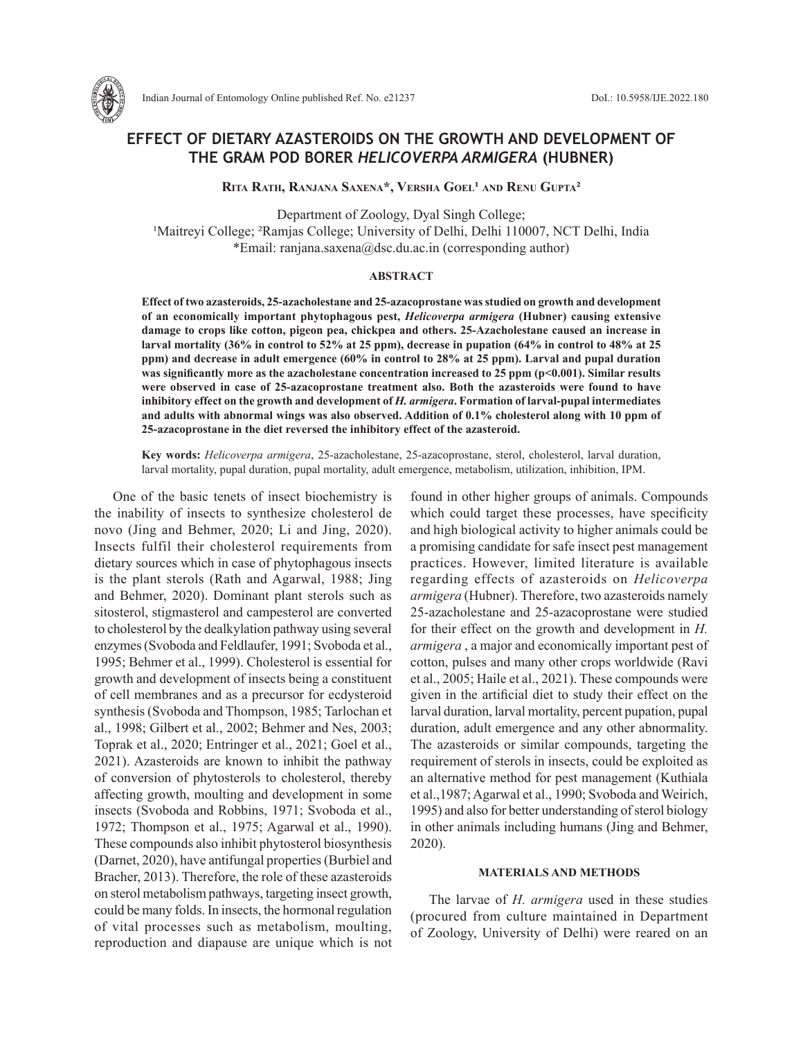# EFFECT OF DIETARY AZASTEROIDS ON THE GROWTH AND DEVELOPMENT OF THE GRAM POD BORER *HELICOVERPA ARMIGERA* (HUBNER)

**Rita Rath, Ranjana Saxena\*, Versha Goel[1] and Renu Gupta[2]**

Department of Zoology, Dyal Singh College;
[1]Maitreyi College; [2]Ramjas College; University of Delhi, Delhi 110007, NCT Delhi, India
\*Email: ranjana.saxena@dsc.du.ac.in (corresponding author)

## ABSTRACT

**Effect of two azasteroids, 25-azacholestane and 25-azacoprostane was studied on growth and development of an economically important phytophagous pest, *Helicoverpa armigera* (Hubner) causing extensive damage to crops like cotton, pigeon pea, chickpea and others. 25-Azacholestane caused an increase in larval mortality (36% in control to 52% at 25 ppm), decrease in pupation (64% in control to 48% at 25 ppm) and decrease in adult emergence (60% in control to 28% at 25 ppm). Larval and pupal duration was significantly more as the azacholestane concentration increased to 25 ppm (p<0.001). Similar results were observed in case of 25-azacoprostane treatment also. Both the azasteroids were found to have inhibitory effect on the growth and development of *H. armigera*. Formation of larval-pupal intermediates and adults with abnormal wings was also observed. Addition of 0.1% cholesterol along with 10 ppm of 25-azacoprostane in the diet reversed the inhibitory effect of the azasteroid.**

**Key words:** *Helicoverpa armigera*, 25-azacholestane, 25-azacoprostane, sterol, cholesterol, larval duration, larval mortality, pupal duration, pupal mortality, adult emergence, metabolism, utilization, inhibition, IPM.

One of the basic tenets of insect biochemistry is the inability of insects to synthesize cholesterol de novo (Jing and Behmer, 2020; Li and Jing, 2020). Insects fulfil their cholesterol requirements from dietary sources which in case of phytophagous insects is the plant sterols (Rath and Agarwal, 1988; Jing and Behmer, 2020). Dominant plant sterols such as sitosterol, stigmasterol and campesterol are converted to cholesterol by the dealkylation pathway using several enzymes (Svoboda and Feldlaufer, 1991; Svoboda et al., 1995; Behmer et al., 1999). Cholesterol is essential for growth and development of insects being a constituent of cell membranes and as a precursor for ecdysteroid synthesis (Svoboda and Thompson, 1985; Tarlochan et al., 1998; Gilbert et al., 2002; Behmer and Nes, 2003; Toprak et al., 2020; Entringer et al., 2021; Goel et al., 2021). Azasteroids are known to inhibit the pathway of conversion of phytosterols to cholesterol, thereby affecting growth, moulting and development in some insects (Svoboda and Robbins, 1971; Svoboda et al., 1972; Thompson et al., 1975; Agarwal et al., 1990). These compounds also inhibit phytosterol biosynthesis (Darnet, 2020), have antifungal properties (Burbiel and Bracher, 2013). Therefore, the role of these azasteroids on sterol metabolism pathways, targeting insect growth, could be many folds. In insects, the hormonal regulation of vital processes such as metabolism, moulting, reproduction and diapause are unique which is not found in other higher groups of animals. Compounds which could target these processes, have specificity and high biological activity to higher animals could be a promising candidate for safe insect pest management practices. However, limited literature is available regarding effects of azasteroids on *Helicoverpa armigera* (Hubner). Therefore, two azasteroids namely 25-azacholestane and 25-azacoprostane were studied for their effect on the growth and development in *H. armigera* , a major and economically important pest of cotton, pulses and many other crops worldwide (Ravi et al., 2005; Haile et al., 2021). These compounds were given in the artificial diet to study their effect on the larval duration, larval mortality, percent pupation, pupal duration, adult emergence and any other abnormality. The azasteroids or similar compounds, targeting the requirement of sterols in insects, could be exploited as an alternative method for pest management (Kuthiala et al.,1987; Agarwal et al., 1990; Svoboda and Weirich, 1995) and also for better understanding of sterol biology in other animals including humans (Jing and Behmer, 2020).

## MATERIALS AND METHODS

The larvae of *H. armigera* used in these studies (procured from culture maintained in Department of Zoology, University of Delhi) were reared on an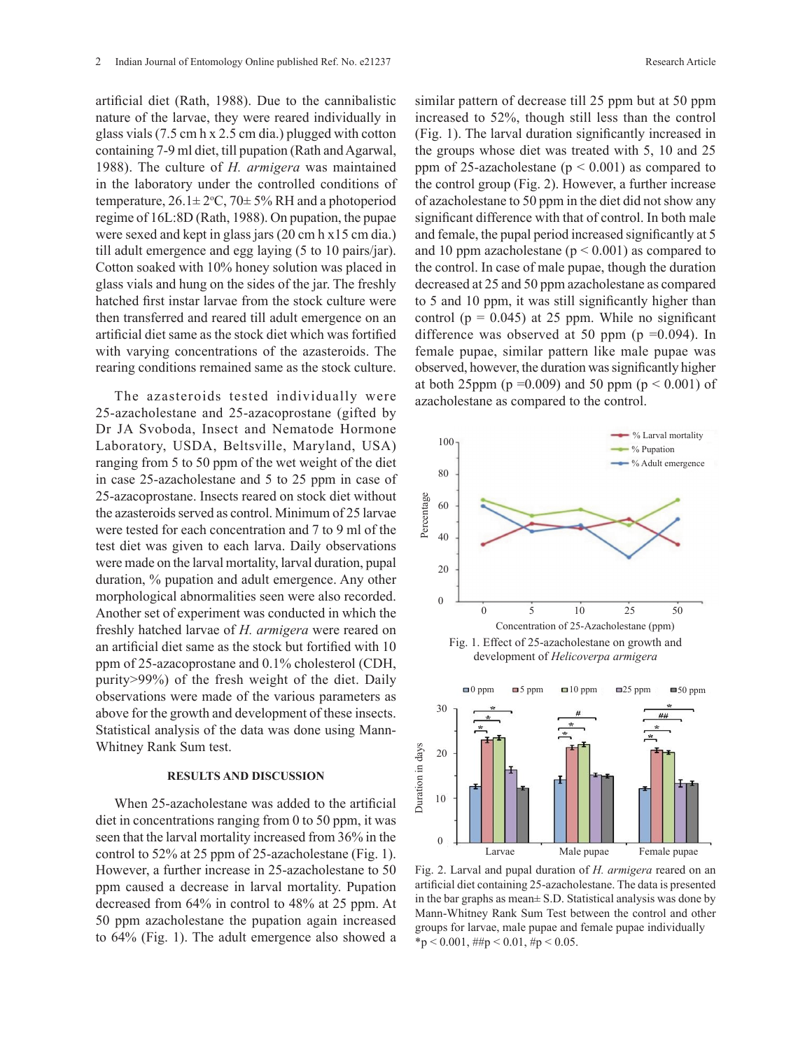artificial diet (Rath, 1988). Due to the cannibalistic nature of the larvae, they were reared individually in glass vials (7.5 cm h x 2.5 cm dia.) plugged with cotton containing 7-9 ml diet, till pupation (Rath and Agarwal, 1988). The culture of *H. armigera* was maintained in the laboratory under the controlled conditions of temperature, 26.1± 2°C, 70± 5% RH and a photoperiod regime of 16L:8D (Rath, 1988). On pupation, the pupae were sexed and kept in glass jars (20 cm h x15 cm dia.) till adult emergence and egg laying (5 to 10 pairs/jar). Cotton soaked with 10% honey solution was placed in glass vials and hung on the sides of the jar. The freshly hatched first instar larvae from the stock culture were then transferred and reared till adult emergence on an artificial diet same as the stock diet which was fortified with varying concentrations of the azasteroids. The rearing conditions remained same as the stock culture.

The azasteroids tested individually were 25-azacholestane and 25-azacoprostane (gifted by Dr JA Svoboda, Insect and Nematode Hormone Laboratory, USDA, Beltsville, Maryland, USA) ranging from 5 to 50 ppm of the wet weight of the diet in case 25-azacholestane and 5 to 25 ppm in case of 25-azacoprostane. Insects reared on stock diet without the azasteroids served as control. Minimum of 25 larvae were tested for each concentration and 7 to 9 ml of the test diet was given to each larva. Daily observations were made on the larval mortality, larval duration, pupal duration, % pupation and adult emergence. Any other morphological abnormalities seen were also recorded. Another set of experiment was conducted in which the freshly hatched larvae of *H. armigera* were reared on an artificial diet same as the stock but fortified with 10 ppm of 25-azacoprostane and 0.1% cholesterol (CDH, purity>99%) of the fresh weight of the diet. Daily observations were made of the various parameters as above for the growth and development of these insects. Statistical analysis of the data was done using Mann-Whitney Rank Sum test.

## RESULTS AND DISCUSSION

When 25-azacholestane was added to the artificial diet in concentrations ranging from 0 to 50 ppm, it was seen that the larval mortality increased from 36% in the control to 52% at 25 ppm of 25-azacholestane (Fig. 1). However, a further increase in 25-azacholestane to 50 ppm caused a decrease in larval mortality. Pupation decreased from 64% in control to 48% at 25 ppm. At 50 ppm azacholestane the pupation again increased to 64% (Fig. 1). The adult emergence also showed a similar pattern of decrease till 25 ppm but at 50 ppm increased to 52%, though still less than the control (Fig. 1). The larval duration significantly increased in the groups whose diet was treated with 5, 10 and 25 ppm of 25-azacholestane ($p < 0.001$) as compared to the control group (Fig. 2). However, a further increase of azacholestane to 50 ppm in the diet did not show any significant difference with that of control. In both male and female, the pupal period increased significantly at 5 and 10 ppm azacholestane ($p < 0.001$) as compared to the control. In case of male pupae, though the duration decreased at 25 and 50 ppm azacholestane as compared to 5 and 10 ppm, it was still significantly higher than control ($p = 0.045$) at 25 ppm. While no significant difference was observed at 50 ppm ($p = 0.094$). In female pupae, similar pattern like male pupae was observed, however, the duration was significantly higher at both 25ppm ($p = 0.009$) and 50 ppm ($p < 0.001$) of azacholestane as compared to the control.

Fig. 1. Effect of 25-azacholestane on growth and development of *Helicoverpa armigera*

Fig. 2. Larval and pupal duration of *H. armigera* reared on an artificial diet containing 25-azacholestane. The data is presented in the bar graphs as mean± S.D. Statistical analysis was done by Mann-Whitney Rank Sum Test between the control and other groups for larvae, male pupae and female pupae individually *$p < 0.001$, ##$p < 0.01$, #$p < 0.05$.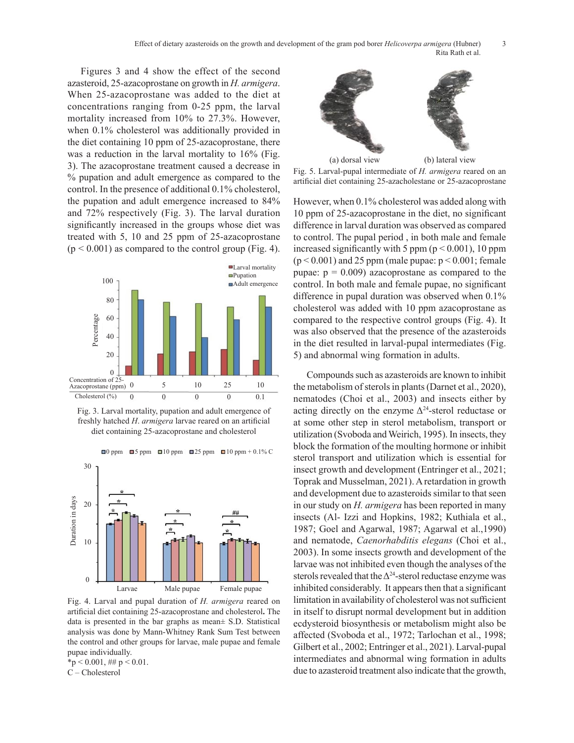Figures 3 and 4 show the effect of the second azasteroid, 25-azacoprostane on growth in *H. armigera*. When 25-azacoprostane was added to the diet at concentrations ranging from 0-25 ppm, the larval mortality increased from 10% to 27.3%. However, when 0.1% cholesterol was additionally provided in the diet containing 10 ppm of 25-azacoprostane, there was a reduction in the larval mortality to 16% (Fig. 3). The azacoprostane treatment caused a decrease in % pupation and adult emergence as compared to the control. In the presence of additional 0.1% cholesterol, the pupation and adult emergence increased to 84% and 72% respectively (Fig. 3). The larval duration significantly increased in the groups whose diet was treated with 5, 10 and 25 ppm of 25-azacoprostane ($p < 0.001$) as compared to the control group (Fig. 4).

Fig. 3. Larval mortality, pupation and adult emergence of freshly hatched *H. armigera* larvae reared on an artificial diet containing 25-azacoprostane and cholesterol

Fig. 4. Larval and pupal duration of *H. armigera* reared on artificial diet containing 25-azacoprostane and cholesterol**.** The data is presented in the bar graphs as mean± S.D. Statistical analysis was done by Mann-Whitney Rank Sum Test between the control and other groups for larvae, male pupae and female pupae individually.
*$p < 0.001$, ## $p < 0.01$.
C – Cholesterol

Fig. 5. Larval-pupal intermediate of *H. armigera* reared on an artificial diet containing 25-azacholestane or 25-azacoprostane

(a) dorsal view (b) lateral view

However, when 0.1% cholesterol was added along with 10 ppm of 25-azacoprostane in the diet, no significant difference in larval duration was observed as compared to control. The pupal period , in both male and female increased significantly with 5 ppm ($p < 0.001$), 10 ppm ($p < 0.001$) and 25 ppm (male pupae: $p < 0.001$; female pupae: $p = 0.009$) azacoprostane as compared to the control. In both male and female pupae, no significant difference in pupal duration was observed when 0.1% cholesterol was added with 10 ppm azacoprostane as compared to the respective control groups (Fig. 4). It was also observed that the presence of the azasteroids in the diet resulted in larval-pupal intermediates (Fig. 5) and abnormal wing formation in adults.

Compounds such as azasteroids are known to inhibit the metabolism of sterols in plants (Darnet et al., 2020), nematodes (Choi et al., 2003) and insects either by acting directly on the enzyme $\Delta^{24}$-sterol reductase or at some other step in sterol metabolism, transport or utilization (Svoboda and Weirich, 1995). In insects, they block the formation of the moulting hormone or inhibit sterol transport and utilization which is essential for insect growth and development (Entringer et al., 2021; Toprak and Musselman, 2021). A retardation in growth and development due to azasteroids similar to that seen in our study on *H. armigera* has been reported in many insects (Al- Izzi and Hopkins, 1982; Kuthiala et al., 1987; Goel and Agarwal, 1987; Agarwal et al.,1990) and nematode, *Caenorhabditis elegans* (Choi et al., 2003). In some insects growth and development of the larvae was not inhibited even though the analyses of the sterols revealed that the $\Delta^{24}$-sterol reductase enzyme was inhibited considerably. It appears then that a significant limitation in availability of cholesterol was not sufficient in itself to disrupt normal development but in addition ecdysteroid biosynthesis or metabolism might also be affected (Svoboda et al., 1972; Tarlochan et al., 1998; Gilbert et al., 2002; Entringer et al., 2021). Larval-pupal intermediates and abnormal wing formation in adults due to azasteroid treatment also indicate that the growth,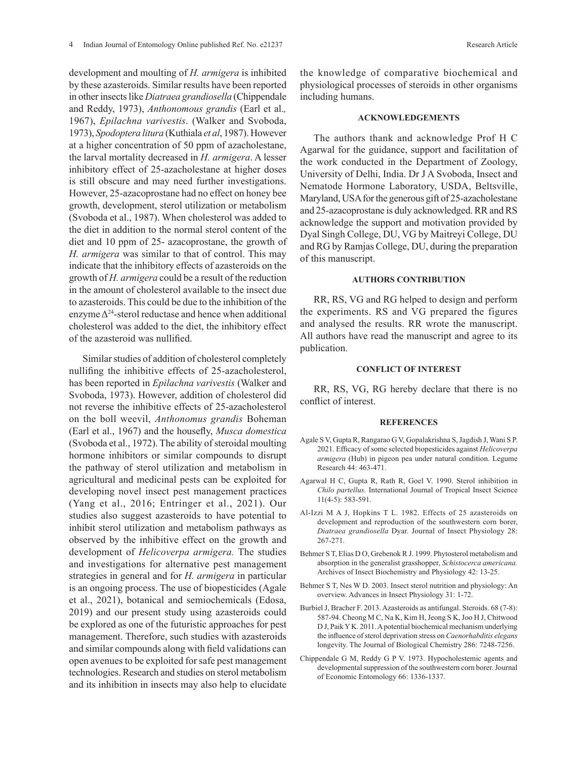development and moulting of *H. armigera* is inhibited by these azasteroids. Similar results have been reported in other insects like *Diatraea grandiosella* (Chippendale and Reddy, 1973), *Anthonomous grandis* (Earl et al., 1967), *Epilachna varivestis*. (Walker and Svoboda, 1973), *Spodoptera litura* (Kuthiala *et al*, 1987). However at a higher concentration of 50 ppm of azacholestane, the larval mortality decreased in *H. armigera*. A lesser inhibitory effect of 25-azacholestane at higher doses is still obscure and may need further investigations. However, 25-azacoprostane had no effect on honey bee growth, development, sterol utilization or metabolism (Svoboda et al., 1987). When cholesterol was added to the diet in addition to the normal sterol content of the diet and 10 ppm of 25- azacoprostane, the growth of *H. armigera* was similar to that of control. This may indicate that the inhibitory effects of azasteroids on the growth of *H. armigera* could be a result of the reduction in the amount of cholesterol available to the insect due to azasteroids. This could be due to the inhibition of the enzyme $\Delta^{24}$-sterol reductase and hence when additional cholesterol was added to the diet, the inhibitory effect of the azasteroid was nullified.

Similar studies of addition of cholesterol completely nullifing the inhibitive effects of 25-azacholesterol, has been reported in *Epilachna varivestis* (Walker and Svoboda, 1973). However, addition of cholesterol did not reverse the inhibitive effects of 25-azacholesterol on the boll weevil, *Anthonomus grandis* Boheman (Earl et al., 1967) and the housefly, *Musca domestica* (Svoboda et al., 1972). The ability of steroidal moulting hormone inhibitors or similar compounds to disrupt the pathway of sterol utilization and metabolism in agricultural and medicinal pests can be exploited for developing novel insect pest management practices (Yang et al., 2016; Entringer et al., 2021). Our studies also suggest azasteroids to have potential to inhibit sterol utilization and metabolism pathways as observed by the inhibitive effect on the growth and development of *Helicoverpa armigera.* The studies and investigations for alternative pest management strategies in general and for *H. armigera* in particular is an ongoing process. The use of biopesticides (Agale et al., 2021), botanical and semiochemicals (Edosa, 2019) and our present study using azasteroids could be explored as one of the futuristic approaches for pest management. Therefore, such studies with azasteroids and similar compounds along with field validations can open avenues to be exploited for safe pest management technologies. Research and studies on sterol metabolism and its inhibition in insects may also help to elucidate the knowledge of comparative biochemical and physiological processes of steroids in other organisms including humans.

## ACKNOWLEDGEMENTS

The authors thank and acknowledge Prof H C Agarwal for the guidance, support and facilitation of the work conducted in the Department of Zoology, University of Delhi, India. Dr J A Svoboda, Insect and Nematode Hormone Laboratory, USDA, Beltsville, Maryland, USA for the generous gift of 25-azacholestane and 25-azacoprostane is duly acknowledged. RR and RS acknowledge the support and motivation provided by Dyal Singh College, DU, VG by Maitreyi College, DU and RG by Ramjas College, DU, during the preparation of this manuscript.

## AUTHORS CONTRIBUTION

RR, RS, VG and RG helped to design and perform the experiments. RS and VG prepared the figures and analysed the results. RR wrote the manuscript. All authors have read the manuscript and agree to its publication.

## CONFLICT OF INTEREST

RR, RS, VG, RG hereby declare that there is no conflict of interest.

## REFERENCES

Agale S V, Gupta R, Rangarao G V, Gopalakrishna S, Jagdish J, Wani S P. 2021. Efficacy of some selected biopesticides against *Helicoverpa armigera* (Hub) in pigeon pea under natural condition. Legume Research 44: 463-471.

Agarwal H C, Gupta R, Rath R, Goel V. 1990. Sterol inhibition in *Chilo partellus.* International Journal of Tropical Insect Science 11(4-5): 583-591.

Al-Izzi M A J, Hopkins T L. 1982. Effects of 25 azasteroids on development and reproduction of the southwestern corn borer, *Diatraea grandiosella* Dyar. Journal of Insect Physiology 28: 267-271.

Behmer S T, Elias D O, Grebenok R J. 1999. Phytosterol metabolism and absorption in the generalist grasshopper, *Schistocerca americana.* Archives of Insect Biochemistry and Physiology 42: 13-25.

Behmer S T, Nes W D. 2003. Insect sterol nutrition and physiology: An overview. Advances in Insect Physiology 31: 1-72.

Burbiel J, Bracher F. 2013. Azasteroids as antifungal. Steroids. 68 (7-8): 587-94. Cheong M C, Na K, Kim H, Jeong S K, Joo H J, Chitwood D J, Paik Y K. 2011. A potential biochemical mechanism underlying the influence of sterol deprivation stress on *Caenorhabditis elegans* longevity. The Journal of Biological Chemistry 286: 7248-7256.

Chippendale G M, Reddy G P V. 1973. Hypocholestemic agents and developmental suppression of the southwestern corn borer. Journal of Economic Entomology 66: 1336-1337.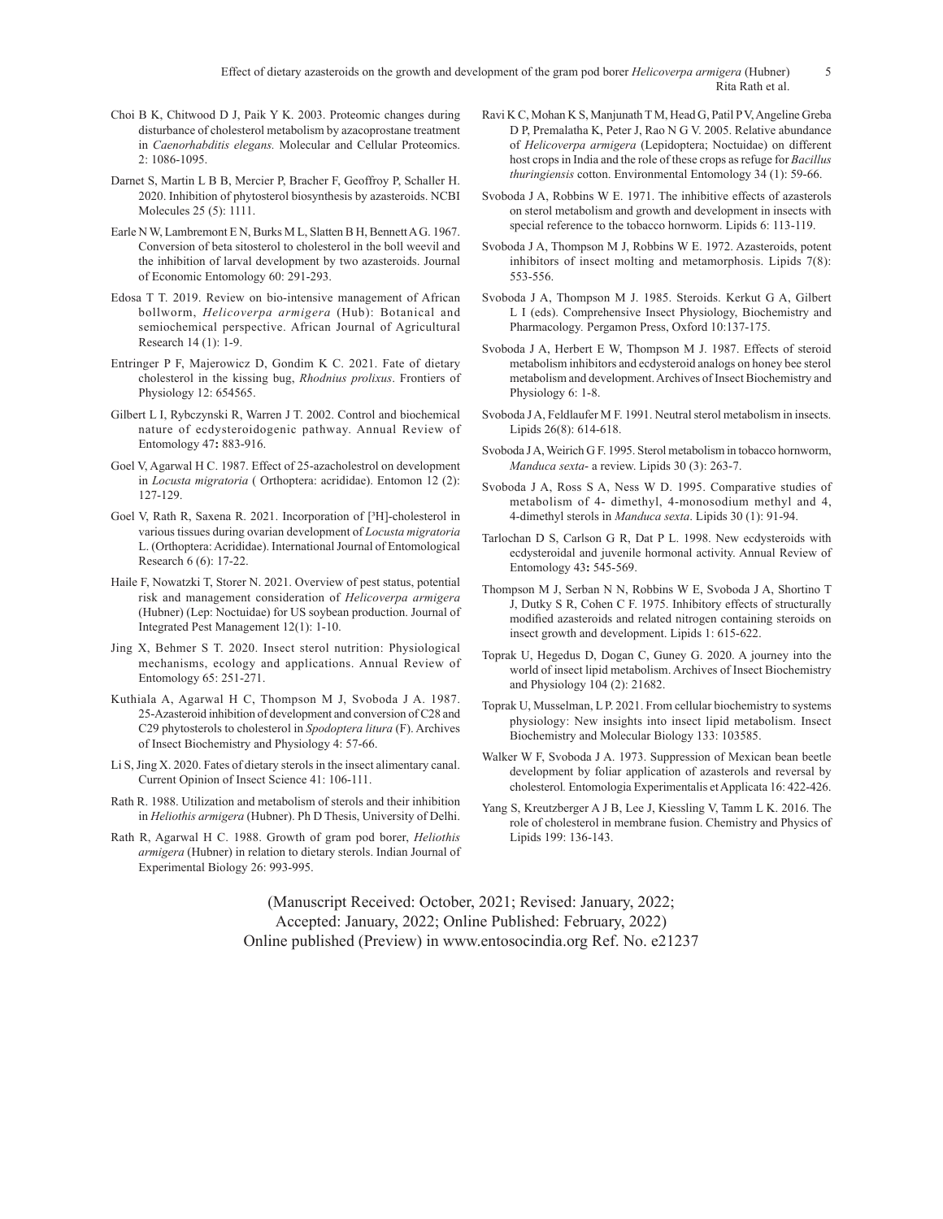Choi B K, Chitwood D J, Paik Y K. 2003. Proteomic changes during disturbance of cholesterol metabolism by azacoprostane treatment in *Caenorhabditis elegans.* Molecular and Cellular Proteomics. 2: 1086-1095.

Darnet S, Martin L B B, Mercier P, Bracher F, Geoffroy P, Schaller H. 2020. Inhibition of phytosterol biosynthesis by azasteroids. NCBI Molecules 25 (5): 1111.

Earle N W, Lambremont E N, Burks M L, Slatten B H, Bennett A G. 1967. Conversion of beta sitosterol to cholesterol in the boll weevil and the inhibition of larval development by two azasteroids. Journal of Economic Entomology 60: 291-293.

Edosa T T. 2019. Review on bio-intensive management of African bollworm, *Helicoverpa armigera* (Hub): Botanical and semiochemical perspective. African Journal of Agricultural Research 14 (1): 1-9.

Entringer P F, Majerowicz D, Gondim K C. 2021. Fate of dietary cholesterol in the kissing bug, *Rhodnius prolixus*. Frontiers of Physiology 12: 654565.

Gilbert L I, Rybczynski R, Warren J T. 2002. Control and biochemical nature of ecdysteroidogenic pathway. Annual Review of Entomology 47**:** 883-916.

Goel V, Agarwal H C. 1987. Effect of 25-azacholestrol on development in *Locusta migratoria* ( Orthoptera: acrididae). Entomon 12 (2): 127-129.

Goel V, Rath R, Saxena R. 2021. Incorporation of [$^3$H]-cholesterol in various tissues during ovarian development of *Locusta migratoria* L. (Orthoptera: Acrididae). International Journal of Entomological Research 6 (6): 17-22.

Haile F, Nowatzki T, Storer N. 2021. Overview of pest status, potential risk and management consideration of *Helicoverpa armigera* (Hubner) (Lep: Noctuidae) for US soybean production. Journal of Integrated Pest Management 12(1): 1-10.

Jing X, Behmer S T. 2020. Insect sterol nutrition: Physiological mechanisms, ecology and applications. Annual Review of Entomology 65: 251-271.

Kuthiala A, Agarwal H C, Thompson M J, Svoboda J A. 1987. 25-Azasteroid inhibition of development and conversion of C28 and C29 phytosterols to cholesterol in *Spodoptera litura* (F). Archives of Insect Biochemistry and Physiology 4: 57-66.

Li S, Jing X. 2020. Fates of dietary sterols in the insect alimentary canal. Current Opinion of Insect Science 41: 106-111.

Rath R. 1988. Utilization and metabolism of sterols and their inhibition in *Heliothis armigera* (Hubner). Ph D Thesis, University of Delhi.

Rath R, Agarwal H C. 1988. Growth of gram pod borer, *Heliothis armigera* (Hubner) in relation to dietary sterols. Indian Journal of Experimental Biology 26: 993-995.

Ravi K C, Mohan K S, Manjunath T M, Head G, Patil P V, Angeline Greba D P, Premalatha K, Peter J, Rao N G V. 2005. Relative abundance of *Helicoverpa armigera* (Lepidoptera; Noctuidae) on different host crops in India and the role of these crops as refuge for *Bacillus thuringiensis* cotton. Environmental Entomology 34 (1): 59-66.

Svoboda J A, Robbins W E. 1971. The inhibitive effects of azasterols on sterol metabolism and growth and development in insects with special reference to the tobacco hornworm. Lipids 6: 113-119.

Svoboda J A, Thompson M J, Robbins W E. 1972. Azasteroids, potent inhibitors of insect molting and metamorphosis. Lipids 7(8): 553-556.

Svoboda J A, Thompson M J. 1985. Steroids. Kerkut G A, Gilbert L I (eds). Comprehensive Insect Physiology, Biochemistry and Pharmacology. Pergamon Press, Oxford 10:137-175.

Svoboda J A, Herbert E W, Thompson M J. 1987. Effects of steroid metabolism inhibitors and ecdysteroid analogs on honey bee sterol metabolism and development. Archives of Insect Biochemistry and Physiology 6: 1-8.

Svoboda J A, Feldlaufer M F. 1991. Neutral sterol metabolism in insects. Lipids 26(8): 614-618.

Svoboda J A, Weirich G F. 1995. Sterol metabolism in tobacco hornworm, *Manduca sexta*- a review. Lipids 30 (3): 263-7.

Svoboda J A, Ross S A, Ness W D. 1995. Comparative studies of metabolism of 4- dimethyl, 4-monosodium methyl and 4, 4-dimethyl sterols in *Manduca sexta*. Lipids 30 (1): 91-94.

Tarlochan D S, Carlson G R, Dat P L. 1998. New ecdysteroids with ecdysteroidal and juvenile hormonal activity. Annual Review of Entomology 43**:** 545-569.

Thompson M J, Serban N N, Robbins W E, Svoboda J A, Shortino T J, Dutky S R, Cohen C F. 1975. Inhibitory effects of structurally modified azasteroids and related nitrogen containing steroids on insect growth and development. Lipids 1: 615-622.

Toprak U, Hegedus D, Dogan C, Guney G. 2020. A journey into the world of insect lipid metabolism. Archives of Insect Biochemistry and Physiology 104 (2): 21682.

Toprak U, Musselman, L P. 2021. From cellular biochemistry to systems physiology: New insights into insect lipid metabolism. Insect Biochemistry and Molecular Biology 133: 103585.

Walker W F, Svoboda J A. 1973. Suppression of Mexican bean beetle development by foliar application of azasterols and reversal by cholesterol. Entomologia Experimentalis et Applicata 16: 422-426.

Yang S, Kreutzberger A J B, Lee J, Kiessling V, Tamm L K. 2016. The role of cholesterol in membrane fusion. Chemistry and Physics of Lipids 199: 136-143.

(Manuscript Received: October, 2021; Revised: January, 2022;
Accepted: January, 2022; Online Published: February, 2022)
Online published (Preview) in www.entosocindia.org Ref. No. e21237